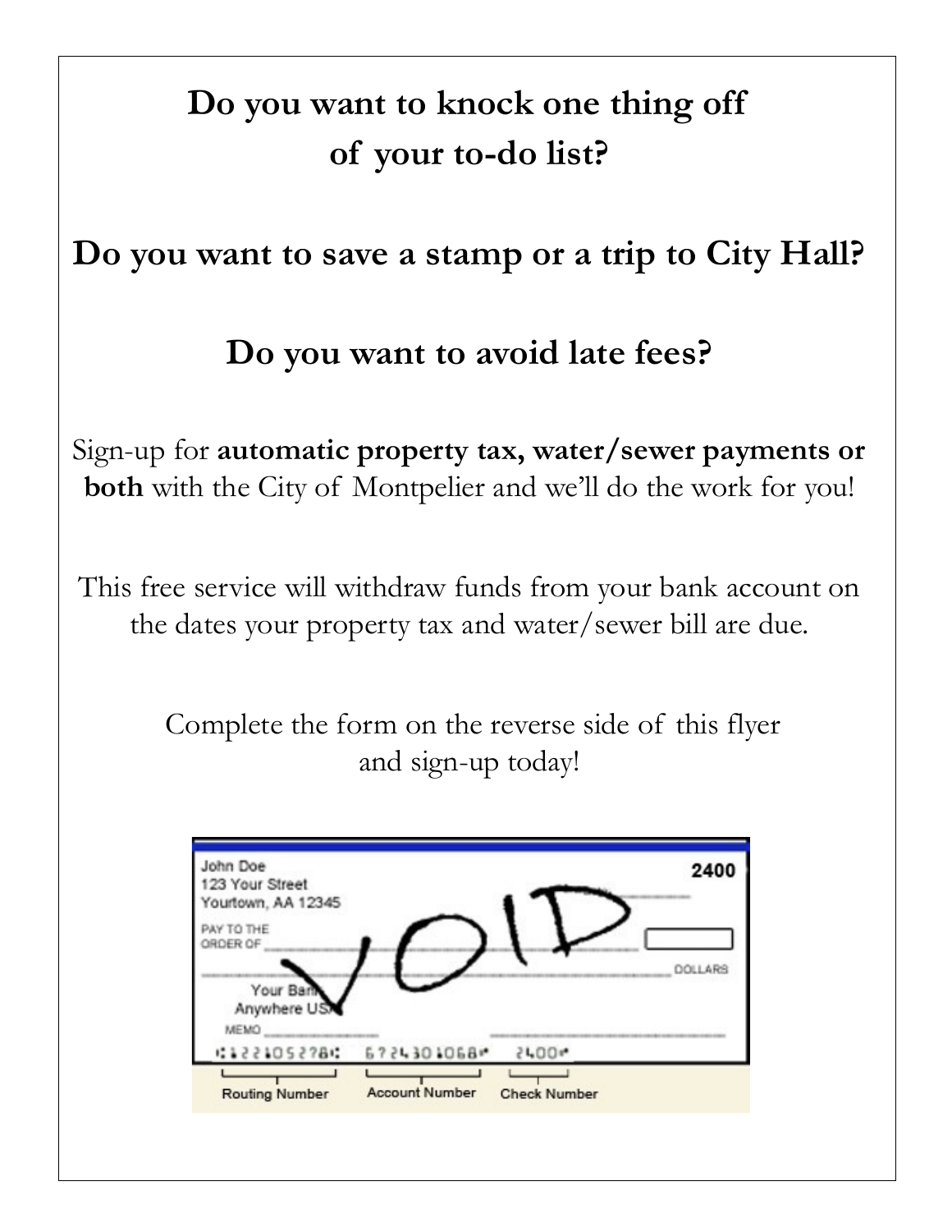# Do you want to knock one thing off of your to-do list?

## Do you want to save a stamp or a trip to City Hall?

## Do you want to avoid late fees?

Sign-up for **automatic property tax, water/sewer payments or both** with the City of Montpelier and we'll do the work for you!

This free service will withdraw funds from your bank account on the dates your property tax and water/sewer bill are due.

Complete the form on the reverse side of this flyer and sign-up today!

John Doe
123 Your Street
Yourtown, AA 12345

2400

PAY TO THE ORDER OF

DOLLARS

Your Bank
Anywhere USA

MEMO

VOID

Routing Number | Account Number | Check Number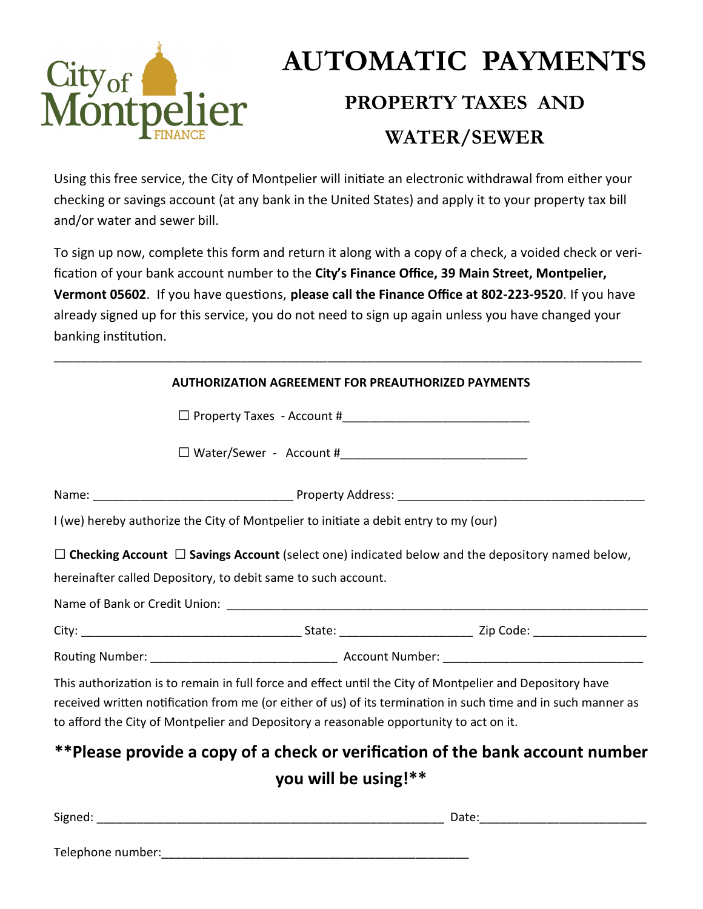City of Montpelier FINANCE

# AUTOMATIC PAYMENTS

## PROPERTY TAXES AND WATER/SEWER

Using this free service, the City of Montpelier will initiate an electronic withdrawal from either your checking or savings account (at any bank in the United States) and apply it to your property tax bill and/or water and sewer bill.

To sign up now, complete this form and return it along with a copy of a check, a voided check or verification of your bank account number to the **City's Finance Office, 39 Main Street, Montpelier, Vermont 05602**. If you have questions, **please call the Finance Office at 802-223-9520**. If you have already signed up for this service, you do not need to sign up again unless you have changed your banking institution.

---

**AUTHORIZATION AGREEMENT FOR PREAUTHORIZED PAYMENTS**

☐ Property Taxes - Account #___________________________

☐ Water/Sewer - Account #___________________________

Name: _____________________________ Property Address: ____________________________________

I (we) hereby authorize the City of Montpelier to initiate a debit entry to my (our)

☐ **Checking Account** ☐ **Savings Account** (select one) indicated below and the depository named below, hereinafter called Depository, to debit same to such account.

Name of Bank or Credit Union: ____________________________________________________________

City: ________________________________ State: ___________________ Zip Code: ________________

Routing Number: ___________________________ Account Number: _____________________________

This authorization is to remain in full force and effect until the City of Montpelier and Depository have received written notification from me (or either of us) of its termination in such time and in such manner as to afford the City of Montpelier and Depository a reasonable opportunity to act on it.

**\*\*Please provide a copy of a check or verification of the bank account number you will be using!\*\***

Signed: ___________________________________________________ Date:________________________

Telephone number:_____________________________________________